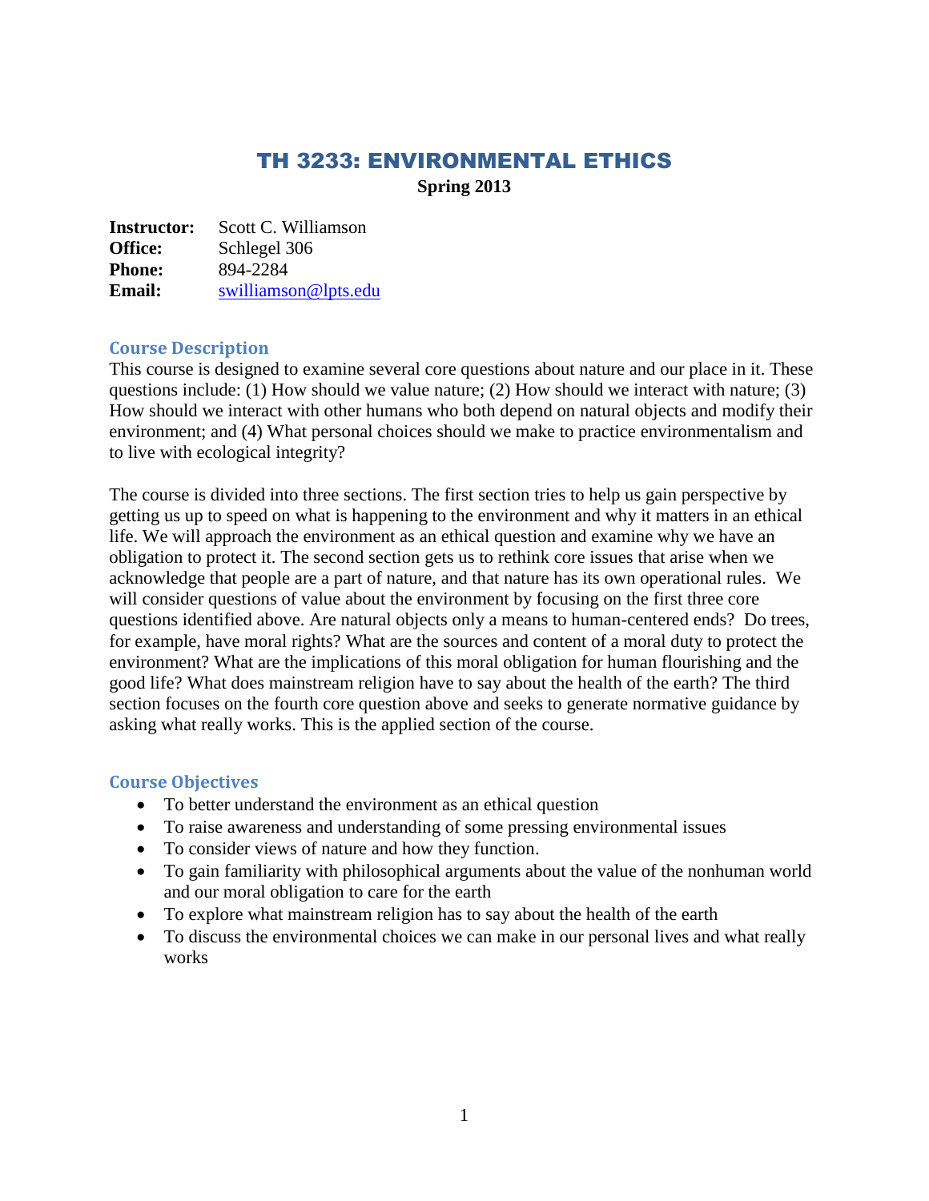# TH 3233: ENVIRONMENTAL ETHICS

**Spring 2013**

**Instructor:** Scott C. Williamson
**Office:** Schlegel 306
**Phone:** 894-2284
**Email:** swilliamson@lpts.edu

## Course Description

This course is designed to examine several core questions about nature and our place in it. These questions include: (1) How should we value nature; (2) How should we interact with nature; (3) How should we interact with other humans who both depend on natural objects and modify their environment; and (4) What personal choices should we make to practice environmentalism and to live with ecological integrity?

The course is divided into three sections. The first section tries to help us gain perspective by getting us up to speed on what is happening to the environment and why it matters in an ethical life. We will approach the environment as an ethical question and examine why we have an obligation to protect it. The second section gets us to rethink core issues that arise when we acknowledge that people are a part of nature, and that nature has its own operational rules. We will consider questions of value about the environment by focusing on the first three core questions identified above. Are natural objects only a means to human-centered ends? Do trees, for example, have moral rights? What are the sources and content of a moral duty to protect the environment? What are the implications of this moral obligation for human flourishing and the good life? What does mainstream religion have to say about the health of the earth? The third section focuses on the fourth core question above and seeks to generate normative guidance by asking what really works. This is the applied section of the course.

## Course Objectives

- To better understand the environment as an ethical question
- To raise awareness and understanding of some pressing environmental issues
- To consider views of nature and how they function.
- To gain familiarity with philosophical arguments about the value of the nonhuman world and our moral obligation to care for the earth
- To explore what mainstream religion has to say about the health of the earth
- To discuss the environmental choices we can make in our personal lives and what really works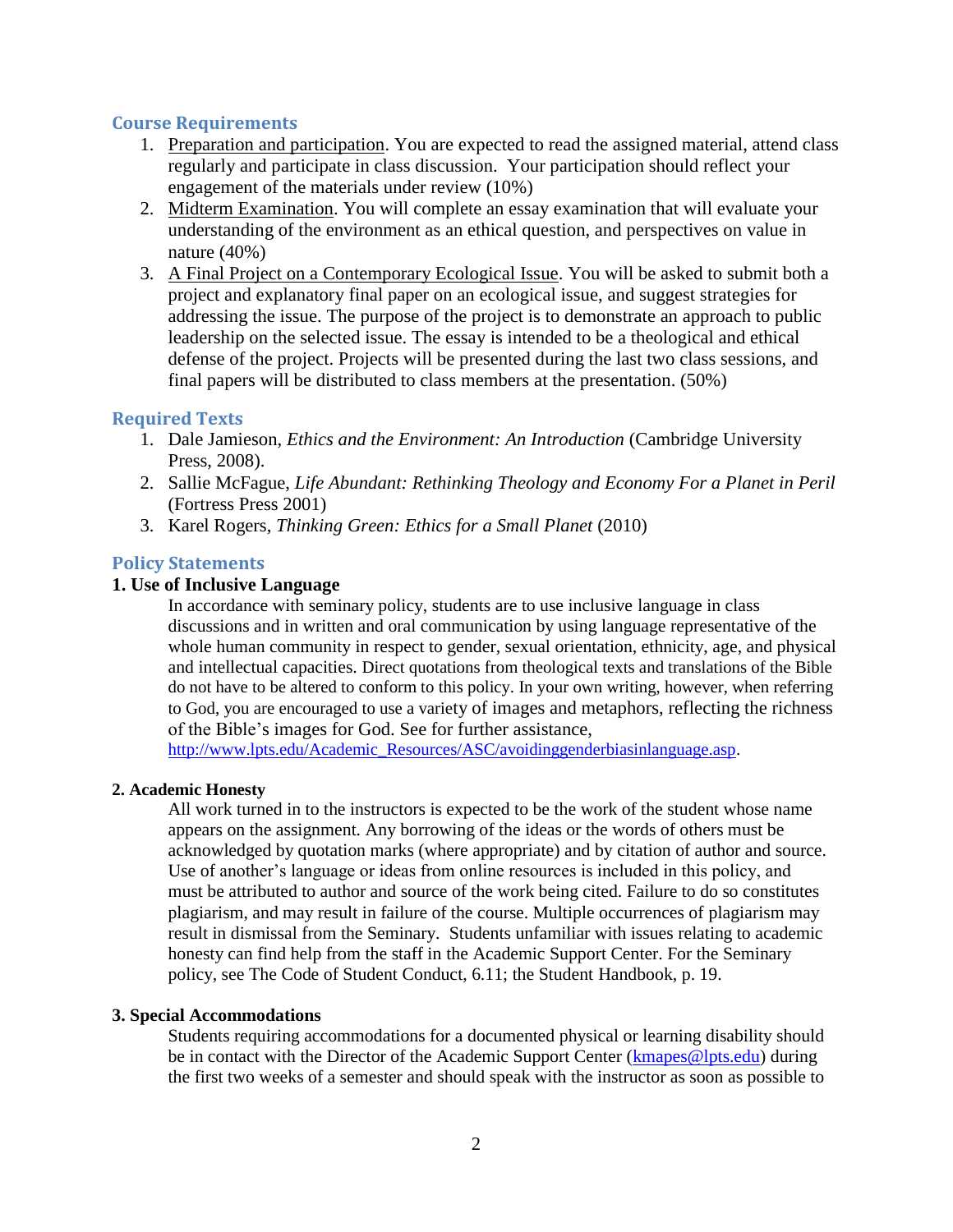## Course Requirements

1. Preparation and participation. You are expected to read the assigned material, attend class regularly and participate in class discussion. Your participation should reflect your engagement of the materials under review (10%)
2. Midterm Examination. You will complete an essay examination that will evaluate your understanding of the environment as an ethical question, and perspectives on value in nature (40%)
3. A Final Project on a Contemporary Ecological Issue. You will be asked to submit both a project and explanatory final paper on an ecological issue, and suggest strategies for addressing the issue. The purpose of the project is to demonstrate an approach to public leadership on the selected issue. The essay is intended to be a theological and ethical defense of the project. Projects will be presented during the last two class sessions, and final papers will be distributed to class members at the presentation. (50%)

## Required Texts

1. Dale Jamieson, *Ethics and the Environment: An Introduction* (Cambridge University Press, 2008).
2. Sallie McFague, *Life Abundant: Rethinking Theology and Economy For a Planet in Peril* (Fortress Press 2001)
3. Karel Rogers, *Thinking Green: Ethics for a Small Planet* (2010)

## Policy Statements

### 1. Use of Inclusive Language

In accordance with seminary policy, students are to use inclusive language in class discussions and in written and oral communication by using language representative of the whole human community in respect to gender, sexual orientation, ethnicity, age, and physical and intellectual capacities. Direct quotations from theological texts and translations of the Bible do not have to be altered to conform to this policy. In your own writing, however, when referring to God, you are encouraged to use a variety of images and metaphors, reflecting the richness of the Bible's images for God. See for further assistance, http://www.lpts.edu/Academic_Resources/ASC/avoidinggenderbiasinlanguage.asp.

### 2. Academic Honesty

All work turned in to the instructors is expected to be the work of the student whose name appears on the assignment. Any borrowing of the ideas or the words of others must be acknowledged by quotation marks (where appropriate) and by citation of author and source. Use of another's language or ideas from online resources is included in this policy, and must be attributed to author and source of the work being cited. Failure to do so constitutes plagiarism, and may result in failure of the course. Multiple occurrences of plagiarism may result in dismissal from the Seminary. Students unfamiliar with issues relating to academic honesty can find help from the staff in the Academic Support Center. For the Seminary policy, see The Code of Student Conduct, 6.11; the Student Handbook, p. 19.

### 3. Special Accommodations

Students requiring accommodations for a documented physical or learning disability should be in contact with the Director of the Academic Support Center (kmapes@lpts.edu) during the first two weeks of a semester and should speak with the instructor as soon as possible to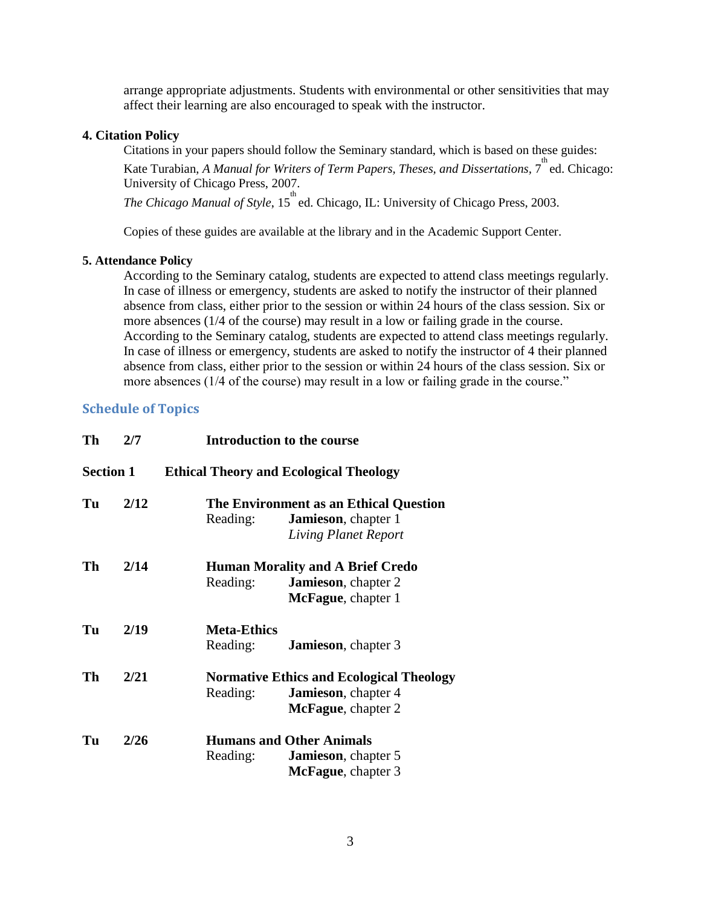arrange appropriate adjustments. Students with environmental or other sensitivities that may affect their learning are also encouraged to speak with the instructor.

**4. Citation Policy**

Citations in your papers should follow the Seminary standard, which is based on these guides:

Kate Turabian, *A Manual for Writers of Term Papers, Theses, and Dissertations*, 7th ed. Chicago: University of Chicago Press, 2007.

*The Chicago Manual of Style*, 15th ed. Chicago, IL: University of Chicago Press, 2003.

Copies of these guides are available at the library and in the Academic Support Center.

**5. Attendance Policy**

According to the Seminary catalog, students are expected to attend class meetings regularly. In case of illness or emergency, students are asked to notify the instructor of their planned absence from class, either prior to the session or within 24 hours of the class session. Six or more absences (1/4 of the course) may result in a low or failing grade in the course. According to the Seminary catalog, students are expected to attend class meetings regularly. In case of illness or emergency, students are asked to notify the instructor of 4 their planned absence from class, either prior to the session or within 24 hours of the class session. Six or more absences (1/4 of the course) may result in a low or failing grade in the course."

## Schedule of Topics

**Th 2/7** **Introduction to the course**

**Section 1 Ethical Theory and Ecological Theology**

**Tu 2/12** **The Environment as an Ethical Question**
Reading: **Jamieson**, chapter 1
*Living Planet Report*

**Th 2/14** **Human Morality and A Brief Credo**
Reading: **Jamieson**, chapter 2
**McFague**, chapter 1

**Tu 2/19** **Meta-Ethics**
Reading: **Jamieson**, chapter 3

**Th 2/21** **Normative Ethics and Ecological Theology**
Reading: **Jamieson**, chapter 4
**McFague**, chapter 2

**Tu 2/26** **Humans and Other Animals**
Reading: **Jamieson**, chapter 5
**McFague**, chapter 3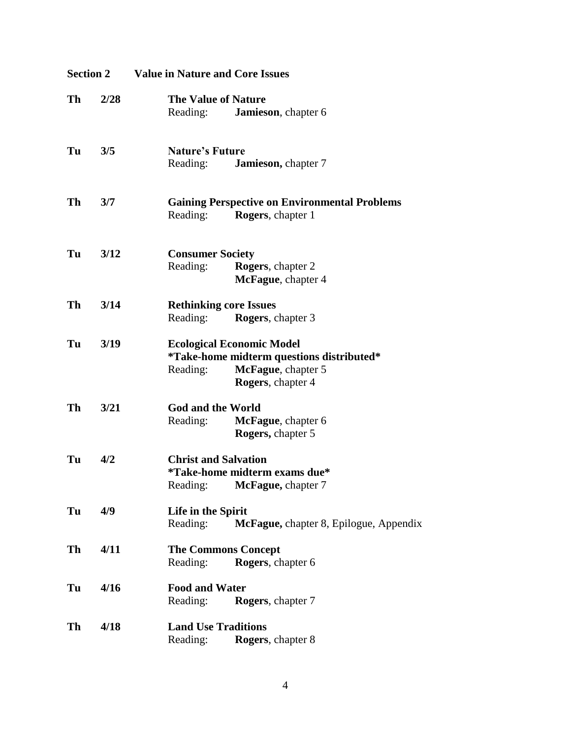## Section 2 Value in Nature and Core Issues

| | | |
|---|---|---|
| **Th** | **2/28** | **The Value of Nature**<br>Reading: **Jamieson**, chapter 6 |
| **Tu** | **3/5** | **Nature's Future**<br>Reading: **Jamieson,** chapter 7 |
| **Th** | **3/7** | **Gaining Perspective on Environmental Problems**<br>Reading: **Rogers**, chapter 1 |
| **Tu** | **3/12** | **Consumer Society**<br>Reading: **Rogers**, chapter 2<br>**McFague**, chapter 4 |
| **Th** | **3/14** | **Rethinking core Issues**<br>Reading: **Rogers**, chapter 3 |
| **Tu** | **3/19** | **Ecological Economic Model**<br>**\*Take-home midterm questions distributed\***<br>Reading: **McFague**, chapter 5<br>**Rogers**, chapter 4 |
| **Th** | **3/21** | **God and the World**<br>Reading: **McFague**, chapter 6<br>**Rogers,** chapter 5 |
| **Tu** | **4/2** | **Christ and Salvation**<br>**\*Take-home midterm exams due\***<br>Reading: **McFague,** chapter 7 |
| **Tu** | **4/9** | **Life in the Spirit**<br>Reading: **McFague,** chapter 8, Epilogue, Appendix |
| **Th** | **4/11** | **The Commons Concept**<br>Reading: **Rogers**, chapter 6 |
| **Tu** | **4/16** | **Food and Water**<br>Reading: **Rogers**, chapter 7 |
| **Th** | **4/18** | **Land Use Traditions**<br>Reading: **Rogers**, chapter 8 |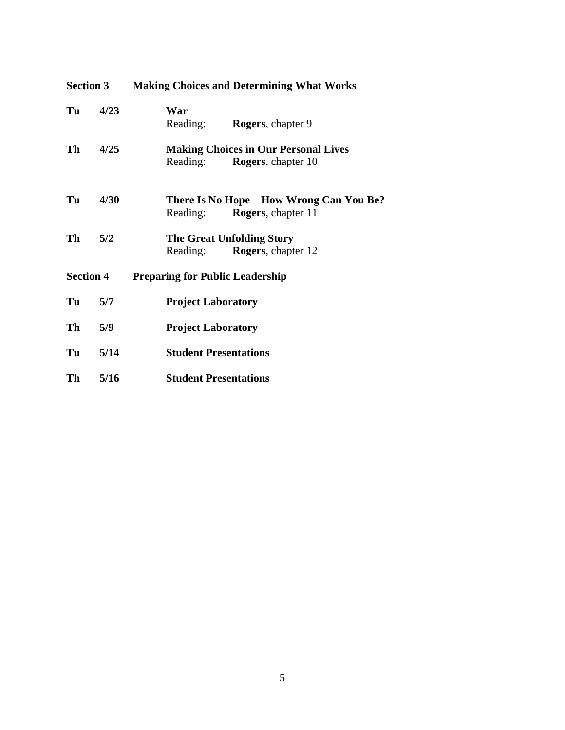**Section 3 Making Choices and Determining What Works**

**Tu 4/23** **War**
Reading: **Rogers**, chapter 9

**Th 4/25** **Making Choices in Our Personal Lives**
Reading: **Rogers**, chapter 10

**Tu 4/30** **There Is No Hope—How Wrong Can You Be?**
Reading: **Rogers**, chapter 11

**Th 5/2** **The Great Unfolding Story**
Reading: **Rogers**, chapter 12

**Section 4 Preparing for Public Leadership**

**Tu 5/7** **Project Laboratory**

**Th 5/9** **Project Laboratory**

**Tu 5/14** **Student Presentations**

**Th 5/16** **Student Presentations**